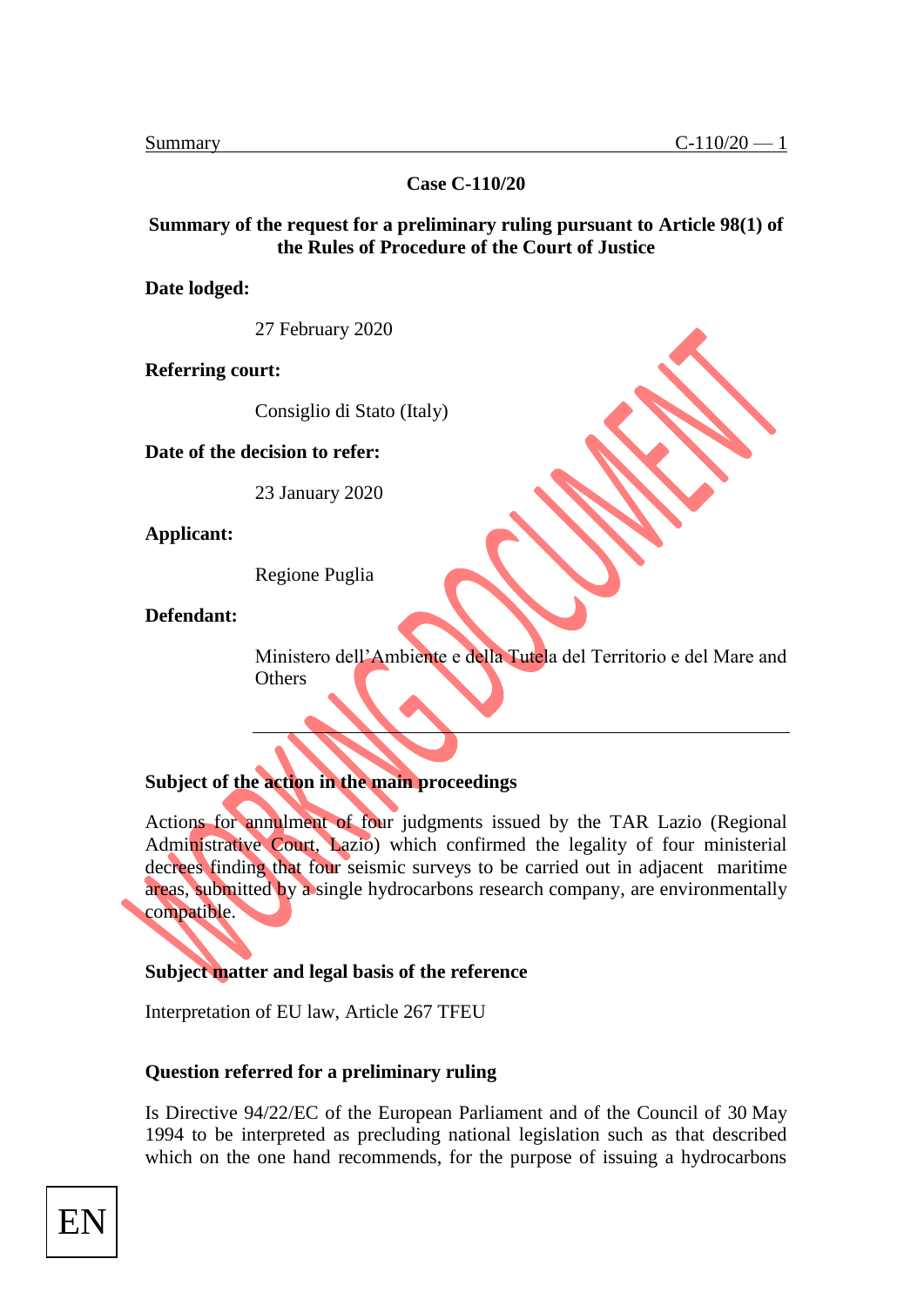**Case C-110/20**

**Summary of the request for a preliminary ruling pursuant to Article 98(1) of the Rules of Procedure of the Court of Justice**

**Date lodged:**

27 February 2020

**Referring court:**

Consiglio di Stato (Italy)

**Date of the decision to refer:**

23 January 2020

**Applicant:**

Regione Puglia

**Defendant:**

Ministero dell'Ambiente e della Tutela del Territorio e del Mare and Others

---

**Subject of the action in the main proceedings**

Actions for annulment of four judgments issued by the TAR Lazio (Regional Administrative Court, Lazio) which confirmed the legality of four ministerial decrees finding that four seismic surveys to be carried out in adjacent maritime areas, submitted by a single hydrocarbons research company, are environmentally compatible.

**Subject matter and legal basis of the reference**

Interpretation of EU law, Article 267 TFEU

**Question referred for a preliminary ruling**

Is Directive 94/22/EC of the European Parliament and of the Council of 30 May 1994 to be interpreted as precluding national legislation such as that described which on the one hand recommends, for the purpose of issuing a hydrocarbons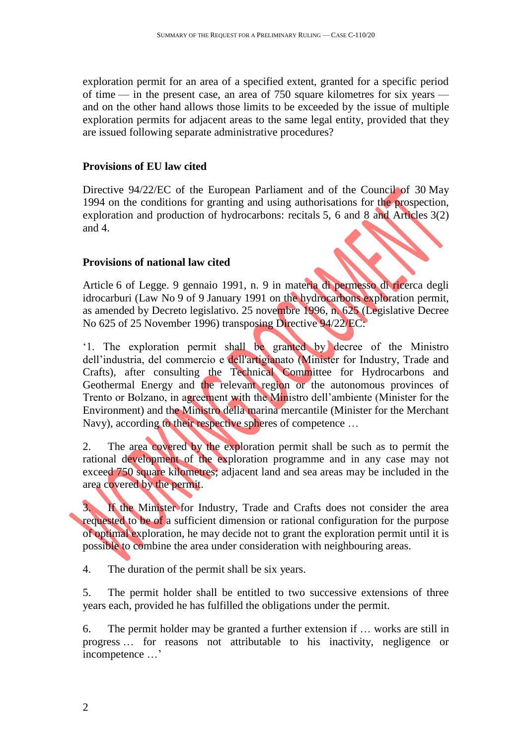exploration permit for an area of a specified extent, granted for a specific period of time — in the present case, an area of 750 square kilometres for six years — and on the other hand allows those limits to be exceeded by the issue of multiple exploration permits for adjacent areas to the same legal entity, provided that they are issued following separate administrative procedures?

### Provisions of EU law cited

Directive 94/22/EC of the European Parliament and of the Council of 30 May 1994 on the conditions for granting and using authorisations for the prospection, exploration and production of hydrocarbons: recitals 5, 6 and 8 and Articles 3(2) and 4.

### Provisions of national law cited

Article 6 of Legge. 9 gennaio 1991, n. 9 in materia di permesso di ricerca degli idrocarburi (Law No 9 of 9 January 1991 on the hydrocarbons exploration permit, as amended by Decreto legislativo. 25 novembre 1996, n. 625 (Legislative Decree No 625 of 25 November 1996) transposing Directive 94/22/EC:

'1. The exploration permit shall be granted by decree of the Ministro dell'industria, del commercio e dell'artigianato (Minister for Industry, Trade and Crafts), after consulting the Technical Committee for Hydrocarbons and Geothermal Energy and the relevant region or the autonomous provinces of Trento or Bolzano, in agreement with the Ministro dell'ambiente (Minister for the Environment) and the Ministro della marina mercantile (Minister for the Merchant Navy), according to their respective spheres of competence …

2. The area covered by the exploration permit shall be such as to permit the rational development of the exploration programme and in any case may not exceed 750 square kilometres; adjacent land and sea areas may be included in the area covered by the permit.

3. If the Minister for Industry, Trade and Crafts does not consider the area requested to be of a sufficient dimension or rational configuration for the purpose of optimal exploration, he may decide not to grant the exploration permit until it is possible to combine the area under consideration with neighbouring areas.

4. The duration of the permit shall be six years.

5. The permit holder shall be entitled to two successive extensions of three years each, provided he has fulfilled the obligations under the permit.

6. The permit holder may be granted a further extension if … works are still in progress … for reasons not attributable to his inactivity, negligence or incompetence …'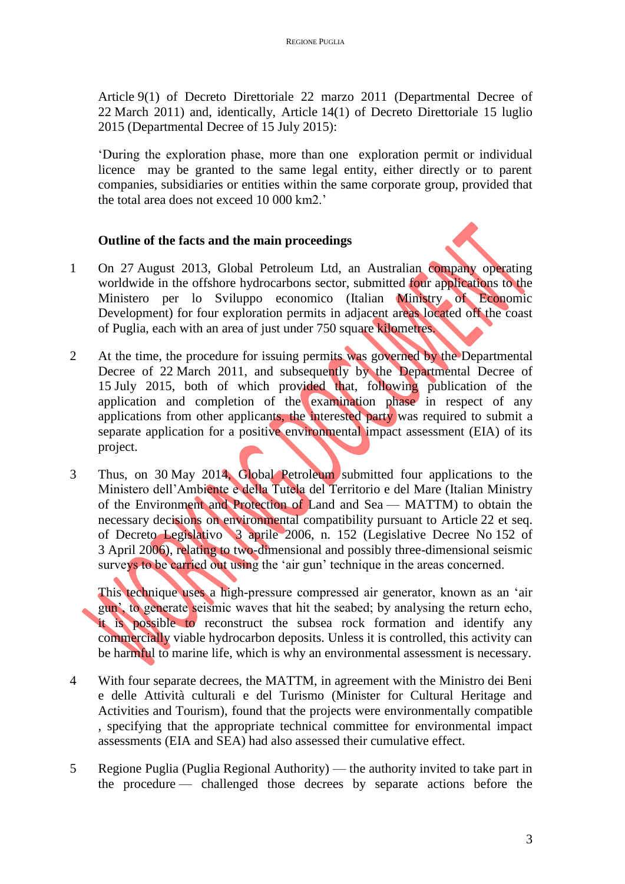Article 9(1) of Decreto Direttoriale 22 marzo 2011 (Departmental Decree of 22 March 2011) and, identically, Article 14(1) of Decreto Direttoriale 15 luglio 2015 (Departmental Decree of 15 July 2015):

'During the exploration phase, more than one exploration permit or individual licence may be granted to the same legal entity, either directly or to parent companies, subsidiaries or entities within the same corporate group, provided that the total area does not exceed 10 000 km2.'

**Outline of the facts and the main proceedings**

1 On 27 August 2013, Global Petroleum Ltd, an Australian company operating worldwide in the offshore hydrocarbons sector, submitted four applications to the Ministero per lo Sviluppo economico (Italian Ministry of Economic Development) for four exploration permits in adjacent areas located off the coast of Puglia, each with an area of just under 750 square kilometres.

2 At the time, the procedure for issuing permits was governed by the Departmental Decree of 22 March 2011, and subsequently by the Departmental Decree of 15 July 2015, both of which provided that, following publication of the application and completion of the examination phase in respect of any applications from other applicants, the interested party was required to submit a separate application for a positive environmental impact assessment (EIA) of its project.

3 Thus, on 30 May 2014, Global Petroleum submitted four applications to the Ministero dell'Ambiente e della Tutela del Territorio e del Mare (Italian Ministry of the Environment and Protection of Land and Sea — MATTM) to obtain the necessary decisions on environmental compatibility pursuant to Article 22 et seq. of Decreto Legislativo 3 aprile 2006, n. 152 (Legislative Decree No 152 of 3 April 2006), relating to two-dimensional and possibly three-dimensional seismic surveys to be carried out using the 'air gun' technique in the areas concerned.

This technique uses a high-pressure compressed air generator, known as an 'air gun', to generate seismic waves that hit the seabed; by analysing the return echo, it is possible to reconstruct the subsea rock formation and identify any commercially viable hydrocarbon deposits. Unless it is controlled, this activity can be harmful to marine life, which is why an environmental assessment is necessary.

4 With four separate decrees, the MATTM, in agreement with the Ministro dei Beni e delle Attività culturali e del Turismo (Minister for Cultural Heritage and Activities and Tourism), found that the projects were environmentally compatible , specifying that the appropriate technical committee for environmental impact assessments (EIA and SEA) had also assessed their cumulative effect.

5 Regione Puglia (Puglia Regional Authority) — the authority invited to take part in the procedure — challenged those decrees by separate actions before the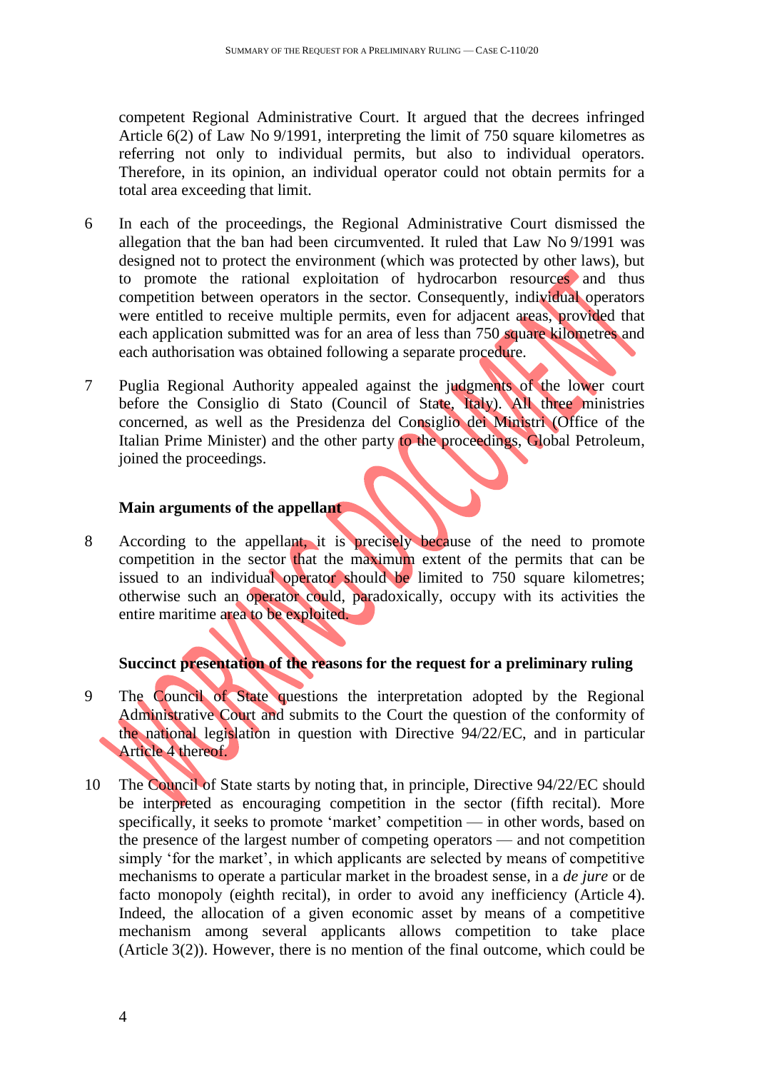competent Regional Administrative Court. It argued that the decrees infringed Article 6(2) of Law No 9/1991, interpreting the limit of 750 square kilometres as referring not only to individual permits, but also to individual operators. Therefore, in its opinion, an individual operator could not obtain permits for a total area exceeding that limit.

6 In each of the proceedings, the Regional Administrative Court dismissed the allegation that the ban had been circumvented. It ruled that Law No 9/1991 was designed not to protect the environment (which was protected by other laws), but to promote the rational exploitation of hydrocarbon resources and thus competition between operators in the sector. Consequently, individual operators were entitled to receive multiple permits, even for adjacent areas, provided that each application submitted was for an area of less than 750 square kilometres and each authorisation was obtained following a separate procedure.

7 Puglia Regional Authority appealed against the judgments of the lower court before the Consiglio di Stato (Council of State, Italy). All three ministries concerned, as well as the Presidenza del Consiglio dei Ministri (Office of the Italian Prime Minister) and the other party to the proceedings, Global Petroleum, joined the proceedings.

**Main arguments of the appellant**

8 According to the appellant, it is precisely because of the need to promote competition in the sector that the maximum extent of the permits that can be issued to an individual operator should be limited to 750 square kilometres; otherwise such an operator could, paradoxically, occupy with its activities the entire maritime area to be exploited.

**Succinct presentation of the reasons for the request for a preliminary ruling**

9 The Council of State questions the interpretation adopted by the Regional Administrative Court and submits to the Court the question of the conformity of the national legislation in question with Directive 94/22/EC, and in particular Article 4 thereof.

10 The Council of State starts by noting that, in principle, Directive 94/22/EC should be interpreted as encouraging competition in the sector (fifth recital). More specifically, it seeks to promote 'market' competition — in other words, based on the presence of the largest number of competing operators — and not competition simply 'for the market', in which applicants are selected by means of competitive mechanisms to operate a particular market in the broadest sense, in a *de jure* or de facto monopoly (eighth recital), in order to avoid any inefficiency (Article 4). Indeed, the allocation of a given economic asset by means of a competitive mechanism among several applicants allows competition to take place (Article 3(2)). However, there is no mention of the final outcome, which could be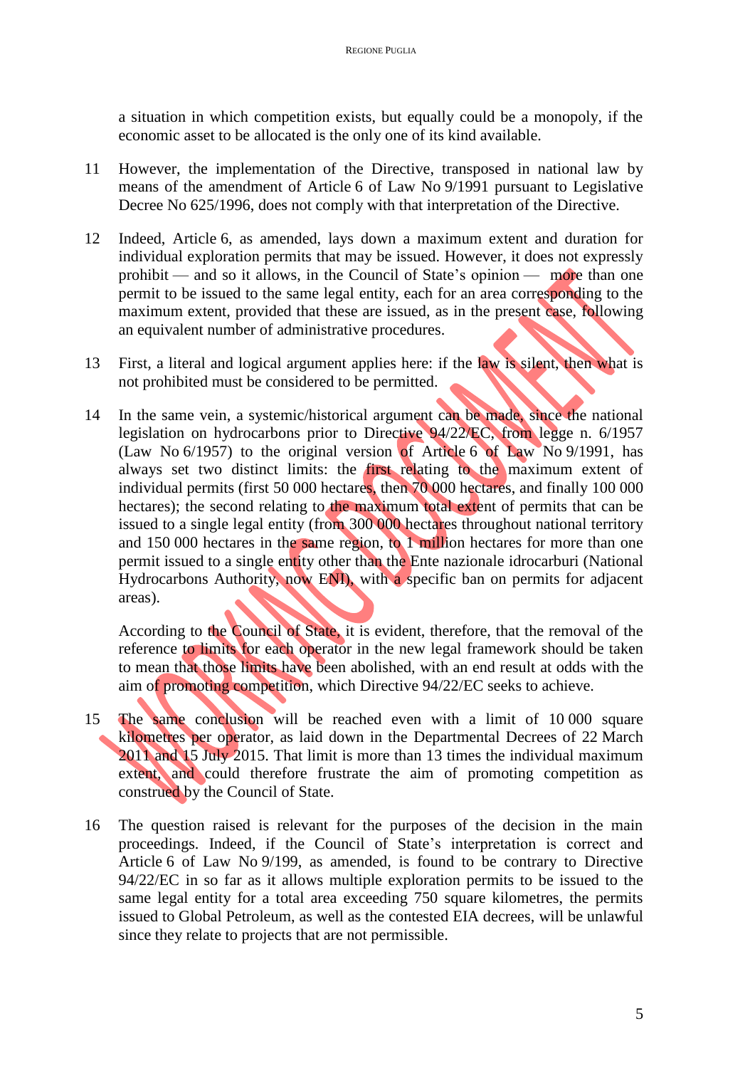a situation in which competition exists, but equally could be a monopoly, if the economic asset to be allocated is the only one of its kind available.

11 However, the implementation of the Directive, transposed in national law by means of the amendment of Article 6 of Law No 9/1991 pursuant to Legislative Decree No 625/1996, does not comply with that interpretation of the Directive.

12 Indeed, Article 6, as amended, lays down a maximum extent and duration for individual exploration permits that may be issued. However, it does not expressly prohibit — and so it allows, in the Council of State's opinion — more than one permit to be issued to the same legal entity, each for an area corresponding to the maximum extent, provided that these are issued, as in the present case, following an equivalent number of administrative procedures.

13 First, a literal and logical argument applies here: if the law is silent, then what is not prohibited must be considered to be permitted.

14 In the same vein, a systemic/historical argument can be made, since the national legislation on hydrocarbons prior to Directive 94/22/EC, from legge n. 6/1957 (Law No 6/1957) to the original version of Article 6 of Law No 9/1991, has always set two distinct limits: the first relating to the maximum extent of individual permits (first 50 000 hectares, then 70 000 hectares, and finally 100 000 hectares); the second relating to the maximum total extent of permits that can be issued to a single legal entity (from 300 000 hectares throughout national territory and 150 000 hectares in the same region, to 1 million hectares for more than one permit issued to a single entity other than the Ente nazionale idrocarburi (National Hydrocarbons Authority, now ENI), with a specific ban on permits for adjacent areas).

According to the Council of State, it is evident, therefore, that the removal of the reference to limits for each operator in the new legal framework should be taken to mean that those limits have been abolished, with an end result at odds with the aim of promoting competition, which Directive 94/22/EC seeks to achieve.

15 The same conclusion will be reached even with a limit of 10 000 square kilometres per operator, as laid down in the Departmental Decrees of 22 March 2011 and 15 July 2015. That limit is more than 13 times the individual maximum extent, and could therefore frustrate the aim of promoting competition as construed by the Council of State.

16 The question raised is relevant for the purposes of the decision in the main proceedings. Indeed, if the Council of State's interpretation is correct and Article 6 of Law No 9/199, as amended, is found to be contrary to Directive 94/22/EC in so far as it allows multiple exploration permits to be issued to the same legal entity for a total area exceeding 750 square kilometres, the permits issued to Global Petroleum, as well as the contested EIA decrees, will be unlawful since they relate to projects that are not permissible.